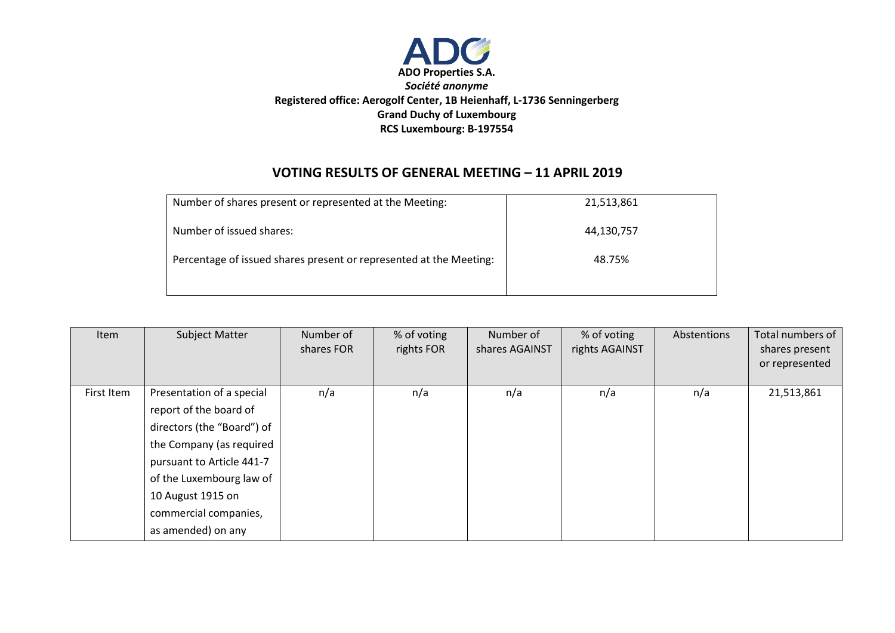**ADO Properties S.A.**

***Société anonyme***

**Registered office: Aerogolf Center, 1B Heienhaff, L-1736 Senningerberg**

**Grand Duchy of Luxembourg**

**RCS Luxembourg: B-197554**

## VOTING RESULTS OF GENERAL MEETING – 11 APRIL 2019

| | |
|---|---|
| Number of shares present or represented at the Meeting: | 21,513,861 |
| Number of issued shares: | 44,130,757 |
| Percentage of issued shares present or represented at the Meeting: | 48.75% |

| Item | Subject Matter | Number of shares FOR | % of voting rights FOR | Number of shares AGAINST | % of voting rights AGAINST | Abstentions | Total numbers of shares present or represented |
|---|---|---|---|---|---|---|---|
| First Item | Presentation of a special report of the board of directors (the "Board") of the Company (as required pursuant to Article 441-7 of the Luxembourg law of 10 August 1915 on commercial companies, as amended) on any | n/a | n/a | n/a | n/a | n/a | 21,513,861 |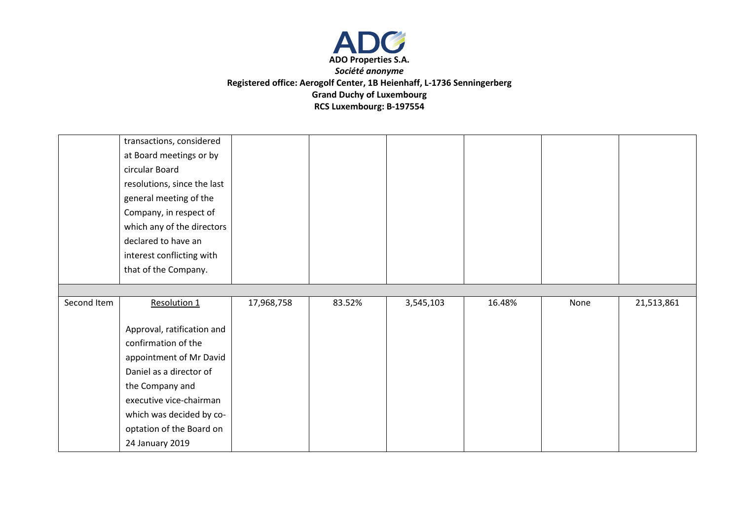**ADO Properties S.A.**

***Société anonyme***

**Registered office: Aerogolf Center, 1B Heienhaff, L-1736 Senningerberg**

**Grand Duchy of Luxembourg**

**RCS Luxembourg: B-197554**

| | | | | | | | |
|---|---|---|---|---|---|---|---|
| | transactions, considered at Board meetings or by circular Board resolutions, since the last general meeting of the Company, in respect of which any of the directors declared to have an interest conflicting with that of the Company. | | | | | | |
| | | | | | | | |
| Second Item | Resolution 1<br><br>Approval, ratification and confirmation of the appointment of Mr David Daniel as a director of the Company and executive vice-chairman which was decided by co-optation of the Board on 24 January 2019 | 17,968,758 | 83.52% | 3,545,103 | 16.48% | None | 21,513,861 |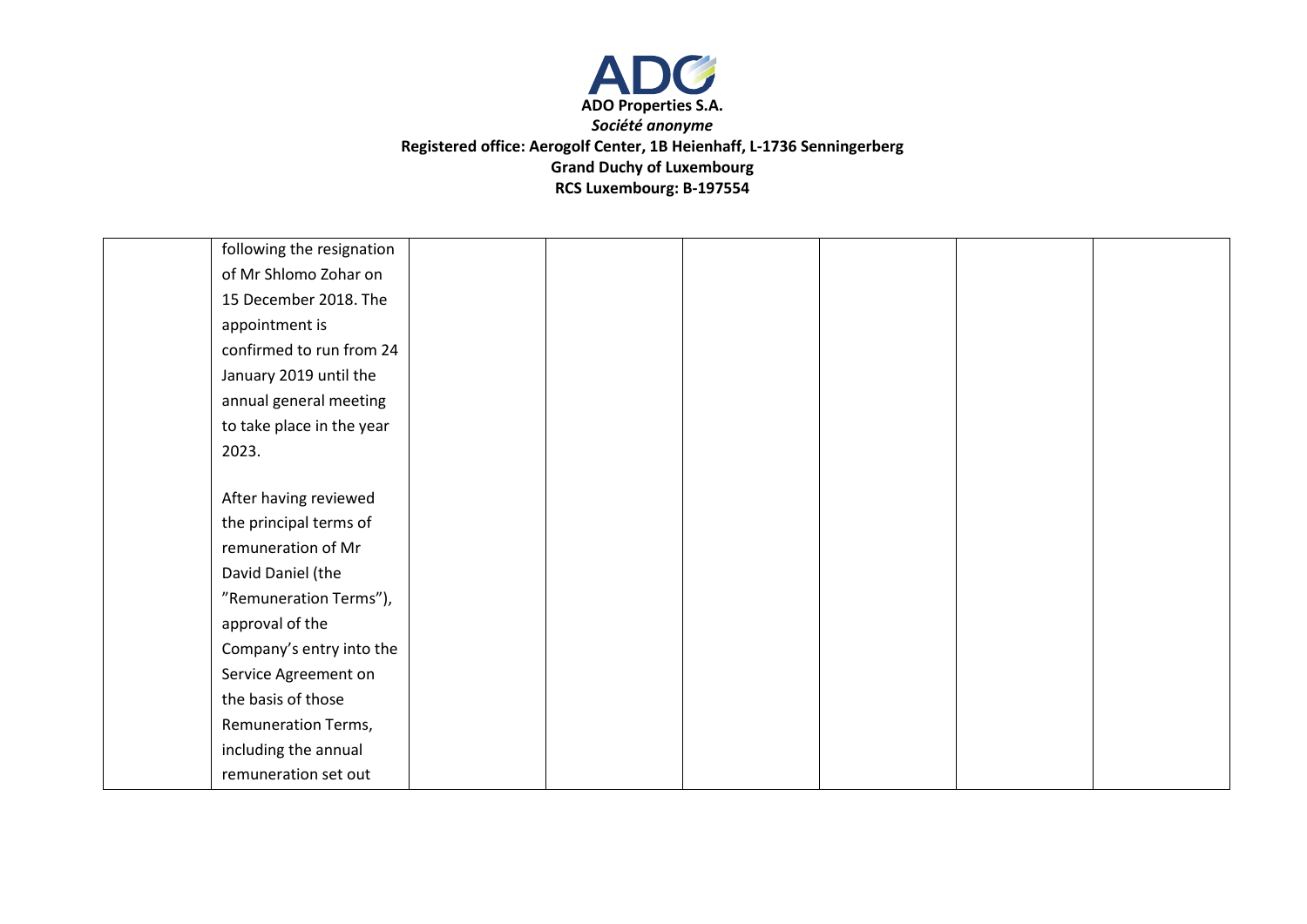**ADO Properties S.A.**
*Société anonyme*
**Registered office: Aerogolf Center, 1B Heienhaff, L-1736 Senningerberg**
**Grand Duchy of Luxembourg**
**RCS Luxembourg: B-197554**

| | | | | | | | |
|---|---|---|---|---|---|---|---|
| | following the resignation of Mr Shlomo Zohar on 15 December 2018. The appointment is confirmed to run from 24 January 2019 until the annual general meeting to take place in the year 2023.<br><br>After having reviewed the principal terms of remuneration of Mr David Daniel (the "Remuneration Terms"), approval of the Company's entry into the Service Agreement on the basis of those Remuneration Terms, including the annual remuneration set out | | | | | | |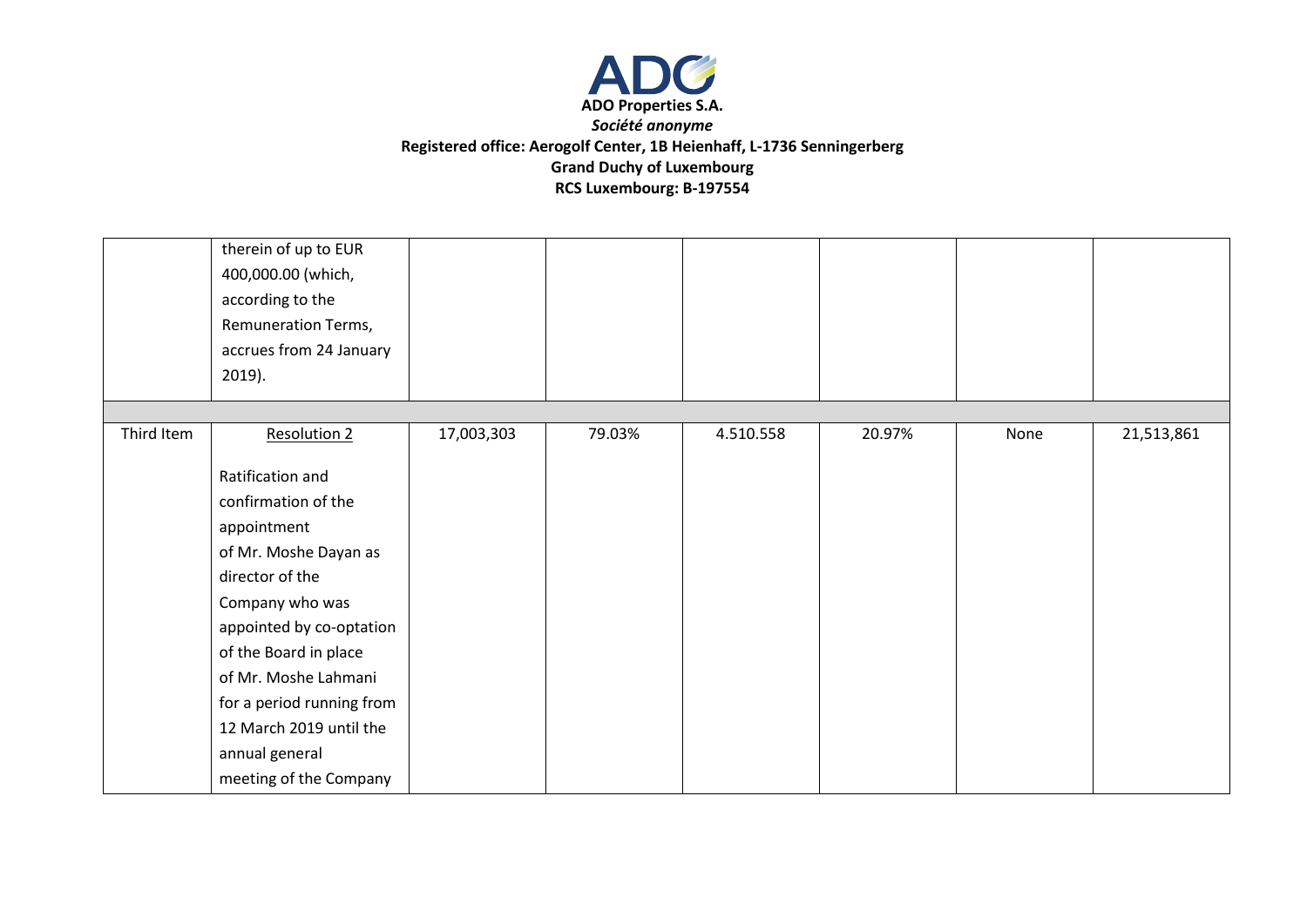ADO Properties S.A.
*Société anonyme*
**Registered office: Aerogolf Center, 1B Heienhaff, L-1736 Senningerberg**
**Grand Duchy of Luxembourg**
**RCS Luxembourg: B-197554**

| | | | | | | | |
|---|---|---|---|---|---|---|---|
| | therein of up to EUR 400,000.00 (which, according to the Remuneration Terms, accrues from 24 January 2019). | | | | | | |
| | | | | | | | |
| Third Item | Resolution 2<br><br>Ratification and confirmation of the appointment of Mr. Moshe Dayan as director of the Company who was appointed by co-optation of the Board in place of Mr. Moshe Lahmani for a period running from 12 March 2019 until the annual general meeting of the Company | 17,003,303 | 79.03% | 4.510.558 | 20.97% | None | 21,513,861 |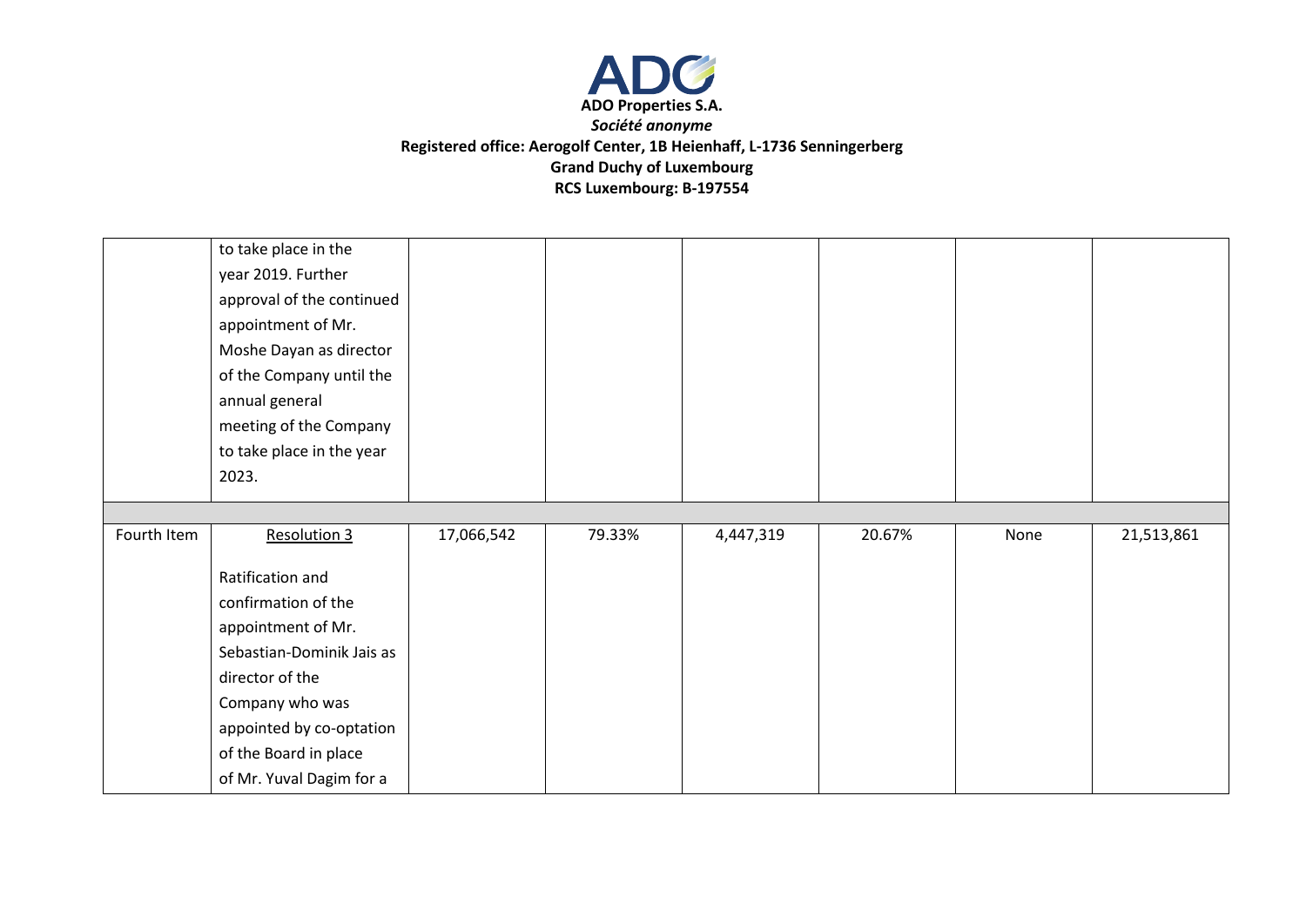**ADO Properties S.A.**
*Société anonyme*
**Registered office: Aerogolf Center, 1B Heienhaff, L-1736 Senningerberg**
**Grand Duchy of Luxembourg**
**RCS Luxembourg: B-197554**

| | | | | | | | |
|---|---|---|---|---|---|---|---|
| | to take place in the year 2019. Further approval of the continued appointment of Mr. Moshe Dayan as director of the Company until the annual general meeting of the Company to take place in the year 2023. | | | | | | |
| | | | | | | | |
| Fourth Item | Resolution 3<br><br>Ratification and confirmation of the appointment of Mr. Sebastian-Dominik Jais as director of the Company who was appointed by co-optation of the Board in place of Mr. Yuval Dagim for a | 17,066,542 | 79.33% | 4,447,319 | 20.67% | None | 21,513,861 |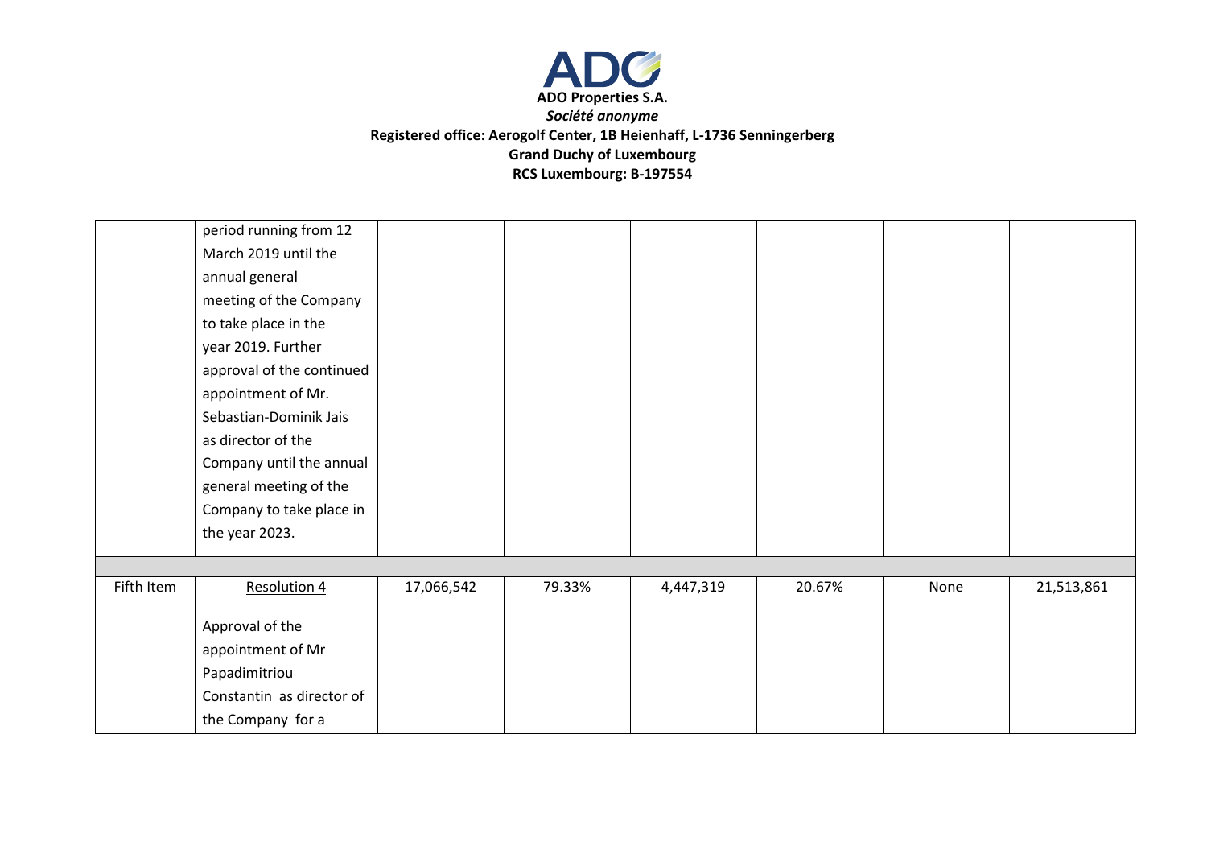**ADO Properties S.A.**
*Société anonyme*
**Registered office: Aerogolf Center, 1B Heienhaff, L-1736 Senningerberg**
**Grand Duchy of Luxembourg**
**RCS Luxembourg: B-197554**

| | | | | | | | |
|---|---|---|---|---|---|---|---|
| | period running from 12 March 2019 until the annual general meeting of the Company to take place in the year 2019. Further approval of the continued appointment of Mr. Sebastian-Dominik Jais as director of the Company until the annual general meeting of the Company to take place in the year 2023. | | | | | | |
| | | | | | | | |
| Fifth Item | Resolution 4<br><br>Approval of the appointment of Mr Papadimitriou Constantin as director of the Company for a | 17,066,542 | 79.33% | 4,447,319 | 20.67% | None | 21,513,861 |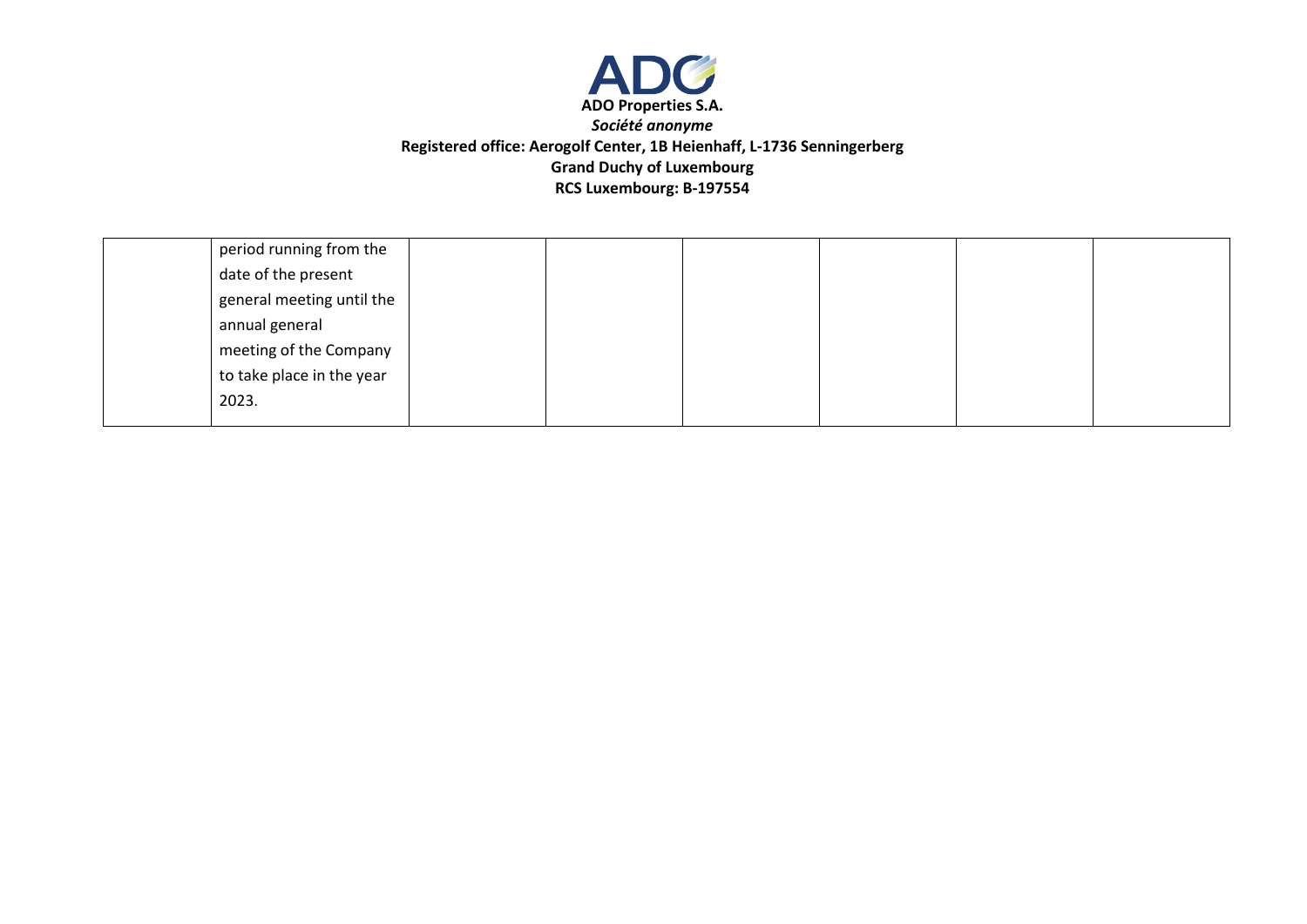| | | | | | | | |
|---|---|---|---|---|---|---|---|
| | period running from the date of the present general meeting until the annual general meeting of the Company to take place in the year 2023. | | | | | | |